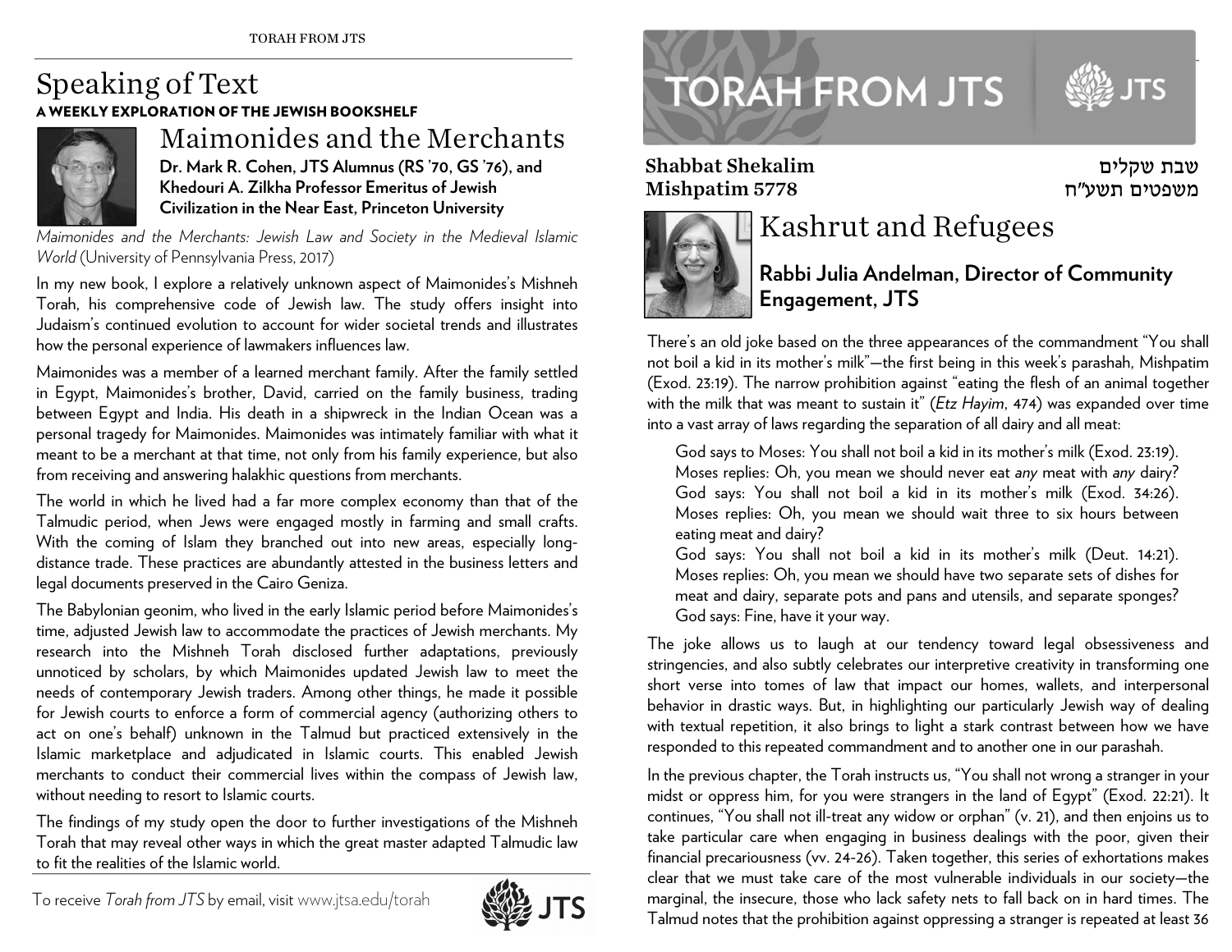# Speaking of Text

**A WEEKLY EXPLORATION OF THE JEWISH BOOKSHELF**

## Maimonides and the Merchants

**Dr. Mark R. Cohen, JTS Alumnus (RS '70, GS '76), and Khedouri A. Zilkha Professor Emeritus of Jewish Civilization in the Near East, Princeton University**

*Maimonides and the Merchants: Jewish Law and Society in the Medieval Islamic World* (University of Pennsylvania Press, 2017)

In my new book, I explore a relatively unknown aspect of Maimonides's Mishneh Torah, his comprehensive code of Jewish law. The study offers insight into Judaism's continued evolution to account for wider societal trends and illustrates how the personal experience of lawmakers influences law.

Maimonides was a member of a learned merchant family. After the family settled in Egypt, Maimonides's brother, David, carried on the family business, trading between Egypt and India. His death in a shipwreck in the Indian Ocean was a personal tragedy for Maimonides. Maimonides was intimately familiar with what it meant to be a merchant at that time, not only from his family experience, but also from receiving and answering halakhic questions from merchants.

The world in which he lived had a far more complex economy than that of the Talmudic period, when Jews were engaged mostly in farming and small crafts. With the coming of Islam they branched out into new areas, especially long-distance trade. These practices are abundantly attested in the business letters and legal documents preserved in the Cairo Geniza.

The Babylonian geonim, who lived in the early Islamic period before Maimonides's time, adjusted Jewish law to accommodate the practices of Jewish merchants. My research into the Mishneh Torah disclosed further adaptations, previously unnoticed by scholars, by which Maimonides updated Jewish law to meet the needs of contemporary Jewish traders. Among other things, he made it possible for Jewish courts to enforce a form of commercial agency (authorizing others to act on one's behalf) unknown in the Talmud but practiced extensively in the Islamic marketplace and adjudicated in Islamic courts. This enabled Jewish merchants to conduct their commercial lives within the compass of Jewish law, without needing to resort to Islamic courts.

The findings of my study open the door to further investigations of the Mishneh Torah that may reveal other ways in which the great master adapted Talmudic law to fit the realities of the Islamic world.

To receive *Torah from JTS* by email, visit www.jtsa.edu/torah

# TORAH FROM JTS

**Shabbat Shekalim**
**Mishpatim 5778**

שבת שקלים
משפטים תשע"ח

## Kashrut and Refugees

**Rabbi Julia Andelman, Director of Community Engagement, JTS**

There's an old joke based on the three appearances of the commandment "You shall not boil a kid in its mother's milk"—the first being in this week's parashah, Mishpatim (Exod. 23:19). The narrow prohibition against "eating the flesh of an animal together with the milk that was meant to sustain it" (*Etz Hayim*, 474) was expanded over time into a vast array of laws regarding the separation of all dairy and all meat:

> God says to Moses: You shall not boil a kid in its mother's milk (Exod. 23:19).
> Moses replies: Oh, you mean we should never eat *any* meat with *any* dairy?
> God says: You shall not boil a kid in its mother's milk (Exod. 34:26).
> Moses replies: Oh, you mean we should wait three to six hours between eating meat and dairy?
> God says: You shall not boil a kid in its mother's milk (Deut. 14:21).
> Moses replies: Oh, you mean we should have two separate sets of dishes for meat and dairy, separate pots and pans and utensils, and separate sponges?
> God says: Fine, have it your way.

The joke allows us to laugh at our tendency toward legal obsessiveness and stringencies, and also subtly celebrates our interpretive creativity in transforming one short verse into tomes of law that impact our homes, wallets, and interpersonal behavior in drastic ways. But, in highlighting our particularly Jewish way of dealing with textual repetition, it also brings to light a stark contrast between how we have responded to this repeated commandment and to another one in our parashah.

In the previous chapter, the Torah instructs us, "You shall not wrong a stranger in your midst or oppress him, for you were strangers in the land of Egypt" (Exod. 22:21). It continues, "You shall not ill-treat any widow or orphan" (v. 21), and then enjoins us to take particular care when engaging in business dealings with the poor, given their financial precariousness (vv. 24-26). Taken together, this series of exhortations makes clear that we must take care of the most vulnerable individuals in our society—the marginal, the insecure, those who lack safety nets to fall back on in hard times. The Talmud notes that the prohibition against oppressing a stranger is repeated at least 36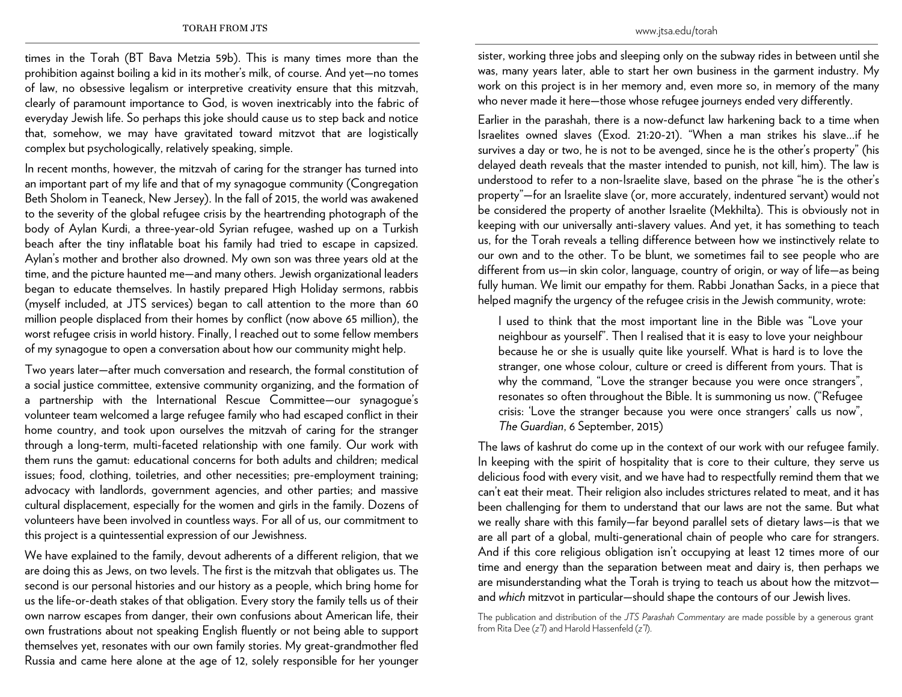times in the Torah (BT Bava Metzia 59b). This is many times more than the prohibition against boiling a kid in its mother's milk, of course. And yet—no tomes of law, no obsessive legalism or interpretive creativity ensure that this mitzvah, clearly of paramount importance to God, is woven inextricably into the fabric of everyday Jewish life. So perhaps this joke should cause us to step back and notice that, somehow, we may have gravitated toward mitzvot that are logistically complex but psychologically, relatively speaking, simple.

In recent months, however, the mitzvah of caring for the stranger has turned into an important part of my life and that of my synagogue community (Congregation Beth Sholom in Teaneck, New Jersey). In the fall of 2015, the world was awakened to the severity of the global refugee crisis by the heartrending photograph of the body of Aylan Kurdi, a three-year-old Syrian refugee, washed up on a Turkish beach after the tiny inflatable boat his family had tried to escape in capsized. Aylan's mother and brother also drowned. My own son was three years old at the time, and the picture haunted me—and many others. Jewish organizational leaders began to educate themselves. In hastily prepared High Holiday sermons, rabbis (myself included, at JTS services) began to call attention to the more than 60 million people displaced from their homes by conflict (now above 65 million), the worst refugee crisis in world history. Finally, I reached out to some fellow members of my synagogue to open a conversation about how our community might help.

Two years later—after much conversation and research, the formal constitution of a social justice committee, extensive community organizing, and the formation of a partnership with the International Rescue Committee—our synagogue's volunteer team welcomed a large refugee family who had escaped conflict in their home country, and took upon ourselves the mitzvah of caring for the stranger through a long-term, multi-faceted relationship with one family. Our work with them runs the gamut: educational concerns for both adults and children; medical issues; food, clothing, toiletries, and other necessities; pre-employment training; advocacy with landlords, government agencies, and other parties; and massive cultural displacement, especially for the women and girls in the family. Dozens of volunteers have been involved in countless ways. For all of us, our commitment to this project is a quintessential expression of our Jewishness.

We have explained to the family, devout adherents of a different religion, that we are doing this as Jews, on two levels. The first is the mitzvah that obligates us. The second is our personal histories and our history as a people, which bring home for us the life-or-death stakes of that obligation. Every story the family tells us of their own narrow escapes from danger, their own confusions about American life, their own frustrations about not speaking English fluently or not being able to support themselves yet, resonates with our own family stories. My great-grandmother fled Russia and came here alone at the age of 12, solely responsible for her younger sister, working three jobs and sleeping only on the subway rides in between until she was, many years later, able to start her own business in the garment industry. My work on this project is in her memory and, even more so, in memory of the many who never made it here—those whose refugee journeys ended very differently.

Earlier in the parashah, there is a now-defunct law harkening back to a time when Israelites owned slaves (Exod. 21:20-21). "When a man strikes his slave…if he survives a day or two, he is not to be avenged, since he is the other's property" (his delayed death reveals that the master intended to punish, not kill, him). The law is understood to refer to a non-Israelite slave, based on the phrase "he is the other's property"—for an Israelite slave (or, more accurately, indentured servant) would not be considered the property of another Israelite (Mekhilta). This is obviously not in keeping with our universally anti-slavery values. And yet, it has something to teach us, for the Torah reveals a telling difference between how we instinctively relate to our own and to the other. To be blunt, we sometimes fail to see people who are different from us—in skin color, language, country of origin, or way of life—as being fully human. We limit our empathy for them. Rabbi Jonathan Sacks, in a piece that helped magnify the urgency of the refugee crisis in the Jewish community, wrote:

> I used to think that the most important line in the Bible was "Love your neighbour as yourself". Then I realised that it is easy to love your neighbour because he or she is usually quite like yourself. What is hard is to love the stranger, one whose colour, culture or creed is different from yours. That is why the command, "Love the stranger because you were once strangers", resonates so often throughout the Bible. It is summoning us now. ("Refugee crisis: 'Love the stranger because you were once strangers' calls us now", *The Guardian*, 6 September, 2015)

The laws of kashrut do come up in the context of our work with our refugee family. In keeping with the spirit of hospitality that is core to their culture, they serve us delicious food with every visit, and we have had to respectfully remind them that we can't eat their meat. Their religion also includes strictures related to meat, and it has been challenging for them to understand that our laws are not the same. But what we really share with this family—far beyond parallel sets of dietary laws—is that we are all part of a global, multi-generational chain of people who care for strangers. And if this core religious obligation isn't occupying at least 12 times more of our time and energy than the separation between meat and dairy is, then perhaps we are misunderstanding what the Torah is trying to teach us about how the mitzvot—and *which* mitzvot in particular—should shape the contours of our Jewish lives.

The publication and distribution of the *JTS Parashah Commentary* are made possible by a generous grant from Rita Dee (*z"l*) and Harold Hassenfeld (*z"l*).